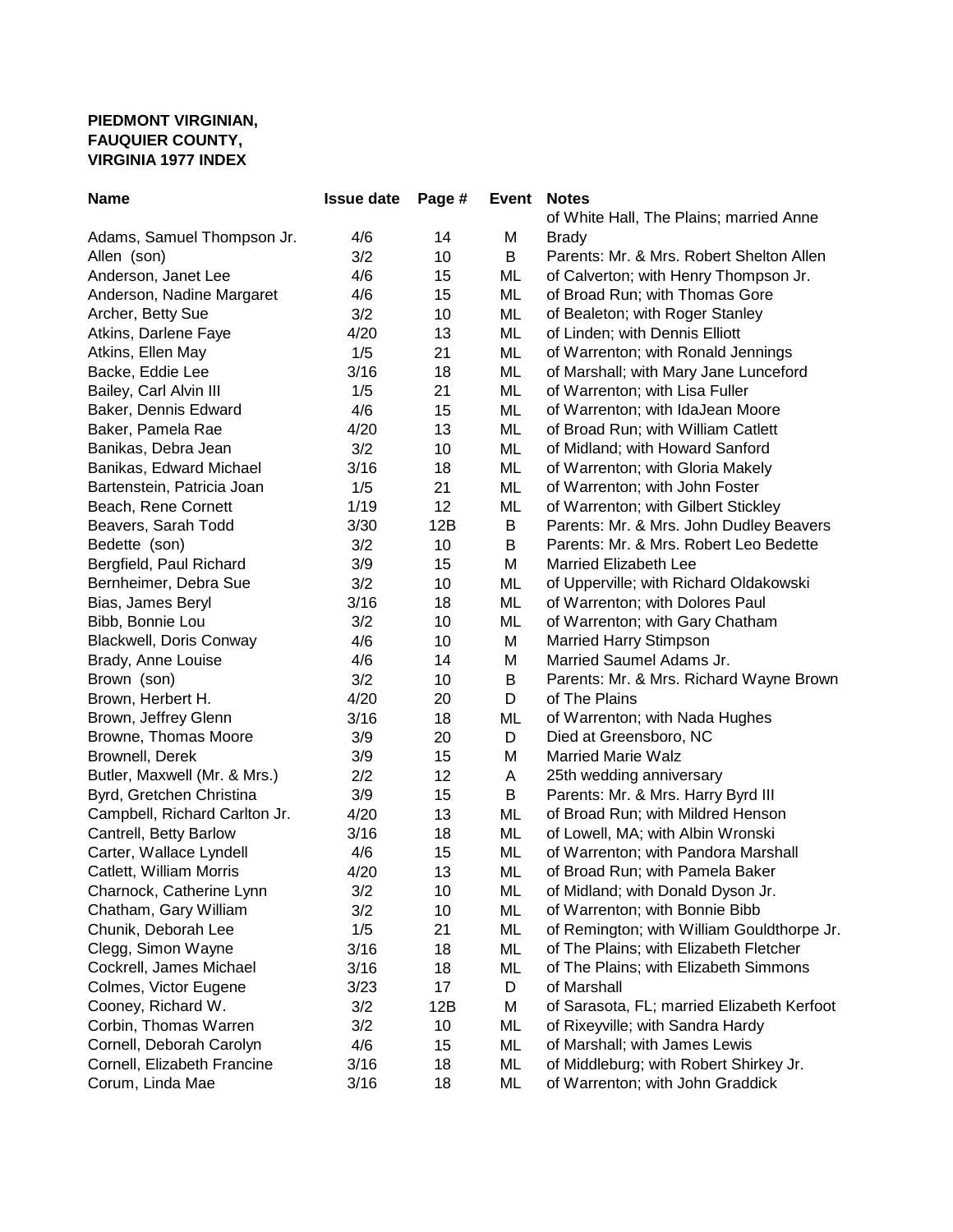**PIEDMONT VIRGINIAN, FAUQUIER COUNTY, VIRGINIA 1977 INDEX**

| Name | Issue date | Page # | Event | Notes |
|---|---|---|---|---|
| Adams, Samuel Thompson Jr. | 4/6 | 14 | M | of White Hall, The Plains; married Anne Brady |
| Allen (son) | 3/2 | 10 | B | Parents: Mr. & Mrs. Robert Shelton Allen |
| Anderson, Janet Lee | 4/6 | 15 | ML | of Calverton; with Henry Thompson Jr. |
| Anderson, Nadine Margaret | 4/6 | 15 | ML | of Broad Run; with Thomas Gore |
| Archer, Betty Sue | 3/2 | 10 | ML | of Bealeton; with Roger Stanley |
| Atkins, Darlene Faye | 4/20 | 13 | ML | of Linden; with Dennis Elliott |
| Atkins, Ellen May | 1/5 | 21 | ML | of Warrenton; with Ronald Jennings |
| Backe, Eddie Lee | 3/16 | 18 | ML | of Marshall; with Mary Jane Lunceford |
| Bailey, Carl Alvin III | 1/5 | 21 | ML | of Warrenton; with Lisa Fuller |
| Baker, Dennis Edward | 4/6 | 15 | ML | of Warrenton; with IdaJean Moore |
| Baker, Pamela Rae | 4/20 | 13 | ML | of Broad Run; with William Catlett |
| Banikas, Debra Jean | 3/2 | 10 | ML | of Midland; with Howard Sanford |
| Banikas, Edward Michael | 3/16 | 18 | ML | of Warrenton; with Gloria Makely |
| Bartenstein, Patricia Joan | 1/5 | 21 | ML | of Warrenton; with John Foster |
| Beach, Rene Cornett | 1/19 | 12 | ML | of Warrenton; with Gilbert Stickley |
| Beavers, Sarah Todd | 3/30 | 12B | B | Parents: Mr. & Mrs. John Dudley Beavers |
| Bedette (son) | 3/2 | 10 | B | Parents: Mr. & Mrs. Robert Leo Bedette |
| Bergfield, Paul Richard | 3/9 | 15 | M | Married Elizabeth Lee |
| Bernheimer, Debra Sue | 3/2 | 10 | ML | of Upperville; with Richard Oldakowski |
| Bias, James Beryl | 3/16 | 18 | ML | of Warrenton; with Dolores Paul |
| Bibb, Bonnie Lou | 3/2 | 10 | ML | of Warrenton; with Gary Chatham |
| Blackwell, Doris Conway | 4/6 | 10 | M | Married Harry Stimpson |
| Brady, Anne Louise | 4/6 | 14 | M | Married Saumel Adams Jr. |
| Brown (son) | 3/2 | 10 | B | Parents: Mr. & Mrs. Richard Wayne Brown |
| Brown, Herbert H. | 4/20 | 20 | D | of The Plains |
| Brown, Jeffrey Glenn | 3/16 | 18 | ML | of Warrenton; with Nada Hughes |
| Browne, Thomas Moore | 3/9 | 20 | D | Died at Greensboro, NC |
| Brownell, Derek | 3/9 | 15 | M | Married Marie Walz |
| Butler, Maxwell (Mr. & Mrs.) | 2/2 | 12 | A | 25th wedding anniversary |
| Byrd, Gretchen Christina | 3/9 | 15 | B | Parents: Mr. & Mrs. Harry Byrd III |
| Campbell, Richard Carlton Jr. | 4/20 | 13 | ML | of Broad Run; with Mildred Henson |
| Cantrell, Betty Barlow | 3/16 | 18 | ML | of Lowell, MA; with Albin Wronski |
| Carter, Wallace Lyndell | 4/6 | 15 | ML | of Warrenton; with Pandora Marshall |
| Catlett, William Morris | 4/20 | 13 | ML | of Broad Run; with Pamela Baker |
| Charnock, Catherine Lynn | 3/2 | 10 | ML | of Midland; with Donald Dyson Jr. |
| Chatham, Gary William | 3/2 | 10 | ML | of Warrenton; with Bonnie Bibb |
| Chunik, Deborah Lee | 1/5 | 21 | ML | of Remington; with William Gouldthorpe Jr. |
| Clegg, Simon Wayne | 3/16 | 18 | ML | of The Plains; with Elizabeth Fletcher |
| Cockrell, James Michael | 3/16 | 18 | ML | of The Plains; with Elizabeth Simmons |
| Colmes, Victor Eugene | 3/23 | 17 | D | of Marshall |
| Cooney, Richard W. | 3/2 | 12B | M | of Sarasota, FL; married Elizabeth Kerfoot |
| Corbin, Thomas Warren | 3/2 | 10 | ML | of Rixeyville; with Sandra Hardy |
| Cornell, Deborah Carolyn | 4/6 | 15 | ML | of Marshall; with James Lewis |
| Cornell, Elizabeth Francine | 3/16 | 18 | ML | of Middleburg; with Robert Shirkey Jr. |
| Corum, Linda Mae | 3/16 | 18 | ML | of Warrenton; with John Graddick |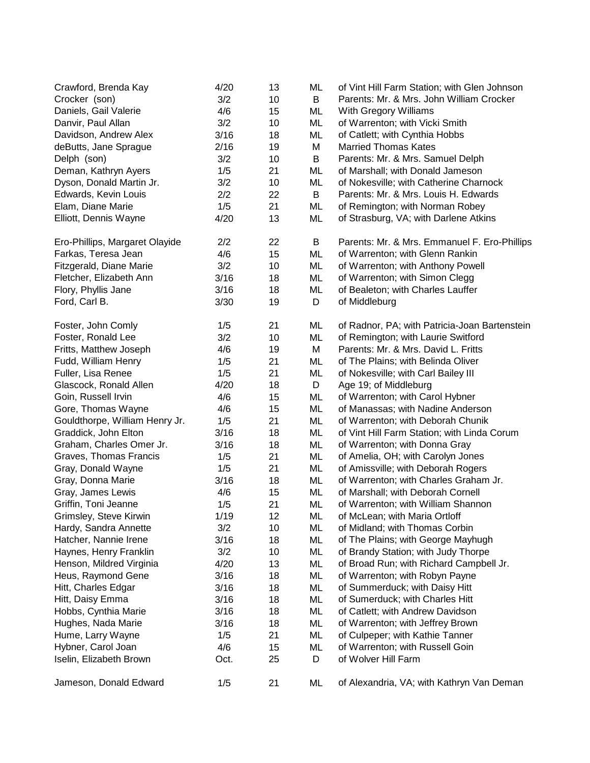| | | | | |
|---|---|---|---|---|
| Crawford, Brenda Kay | 4/20 | 13 | ML | of Vint Hill Farm Station; with Glen Johnson |
| Crocker (son) | 3/2 | 10 | B | Parents: Mr. & Mrs. John William Crocker |
| Daniels, Gail Valerie | 4/6 | 15 | ML | With Gregory Williams |
| Danvir, Paul Allan | 3/2 | 10 | ML | of Warrenton; with Vicki Smith |
| Davidson, Andrew Alex | 3/16 | 18 | ML | of Catlett; with Cynthia Hobbs |
| deButts, Jane Sprague | 2/16 | 19 | M | Married Thomas Kates |
| Delph (son) | 3/2 | 10 | B | Parents: Mr. & Mrs. Samuel Delph |
| Deman, Kathryn Ayers | 1/5 | 21 | ML | of Marshall; with Donald Jameson |
| Dyson, Donald Martin Jr. | 3/2 | 10 | ML | of Nokesville; with Catherine Charnock |
| Edwards, Kevin Louis | 2/2 | 22 | B | Parents: Mr. & Mrs. Louis H. Edwards |
| Elam, Diane Marie | 1/5 | 21 | ML | of Remington; with Norman Robey |
| Elliott, Dennis Wayne | 4/20 | 13 | ML | of Strasburg, VA; with Darlene Atkins |
| Ero-Phillips, Margaret Olayide | 2/2 | 22 | B | Parents: Mr. & Mrs. Emmanuel F. Ero-Phillips |
| Farkas, Teresa Jean | 4/6 | 15 | ML | of Warrenton; with Glenn Rankin |
| Fitzgerald, Diane Marie | 3/2 | 10 | ML | of Warrenton; with Anthony Powell |
| Fletcher, Elizabeth Ann | 3/16 | 18 | ML | of Warrenton; with Simon Clegg |
| Flory, Phyllis Jane | 3/16 | 18 | ML | of Bealeton; with Charles Lauffer |
| Ford, Carl B. | 3/30 | 19 | D | of Middleburg |
| Foster, John Comly | 1/5 | 21 | ML | of Radnor, PA; with Patricia-Joan Bartenstein |
| Foster, Ronald Lee | 3/2 | 10 | ML | of Remington; with Laurie Switford |
| Fritts, Matthew Joseph | 4/6 | 19 | M | Parents: Mr. & Mrs. David L. Fritts |
| Fudd, William Henry | 1/5 | 21 | ML | of The Plains; with Belinda Oliver |
| Fuller, Lisa Renee | 1/5 | 21 | ML | of Nokesville; with Carl Bailey III |
| Glascock, Ronald Allen | 4/20 | 18 | D | Age 19; of Middleburg |
| Goin, Russell Irvin | 4/6 | 15 | ML | of Warrenton; with Carol Hybner |
| Gore, Thomas Wayne | 4/6 | 15 | ML | of Manassas; with Nadine Anderson |
| Gouldthorpe, William Henry Jr. | 1/5 | 21 | ML | of Warrenton; with Deborah Chunik |
| Graddick, John Elton | 3/16 | 18 | ML | of Vint Hill Farm Station; with Linda Corum |
| Graham, Charles Omer Jr. | 3/16 | 18 | ML | of Warrenton; with Donna Gray |
| Graves, Thomas Francis | 1/5 | 21 | ML | of Amelia, OH; with Carolyn Jones |
| Gray, Donald Wayne | 1/5 | 21 | ML | of Amissville; with Deborah Rogers |
| Gray, Donna Marie | 3/16 | 18 | ML | of Warrenton; with Charles Graham Jr. |
| Gray, James Lewis | 4/6 | 15 | ML | of Marshall; with Deborah Cornell |
| Griffin, Toni Jeanne | 1/5 | 21 | ML | of Warrenton; with William Shannon |
| Grimsley, Steve Kirwin | 1/19 | 12 | ML | of McLean; with Maria Ortloff |
| Hardy, Sandra Annette | 3/2 | 10 | ML | of Midland; with Thomas Corbin |
| Hatcher, Nannie Irene | 3/16 | 18 | ML | of The Plains; with George Mayhugh |
| Haynes, Henry Franklin | 3/2 | 10 | ML | of Brandy Station; with Judy Thorpe |
| Henson, Mildred Virginia | 4/20 | 13 | ML | of Broad Run; with Richard Campbell Jr. |
| Heus, Raymond Gene | 3/16 | 18 | ML | of Warrenton; with Robyn Payne |
| Hitt, Charles Edgar | 3/16 | 18 | ML | of Summerduck; with Daisy Hitt |
| Hitt, Daisy Emma | 3/16 | 18 | ML | of Sumerduck; with Charles Hitt |
| Hobbs, Cynthia Marie | 3/16 | 18 | ML | of Catlett; with Andrew Davidson |
| Hughes, Nada Marie | 3/16 | 18 | ML | of Warrenton; with Jeffrey Brown |
| Hume, Larry Wayne | 1/5 | 21 | ML | of Culpeper; with Kathie Tanner |
| Hybner, Carol Joan | 4/6 | 15 | ML | of Warrenton; with Russell Goin |
| Iselin, Elizabeth Brown | Oct. | 25 | D | of Wolver Hill Farm |
| Jameson, Donald Edward | 1/5 | 21 | ML | of Alexandria, VA; with Kathryn Van Deman |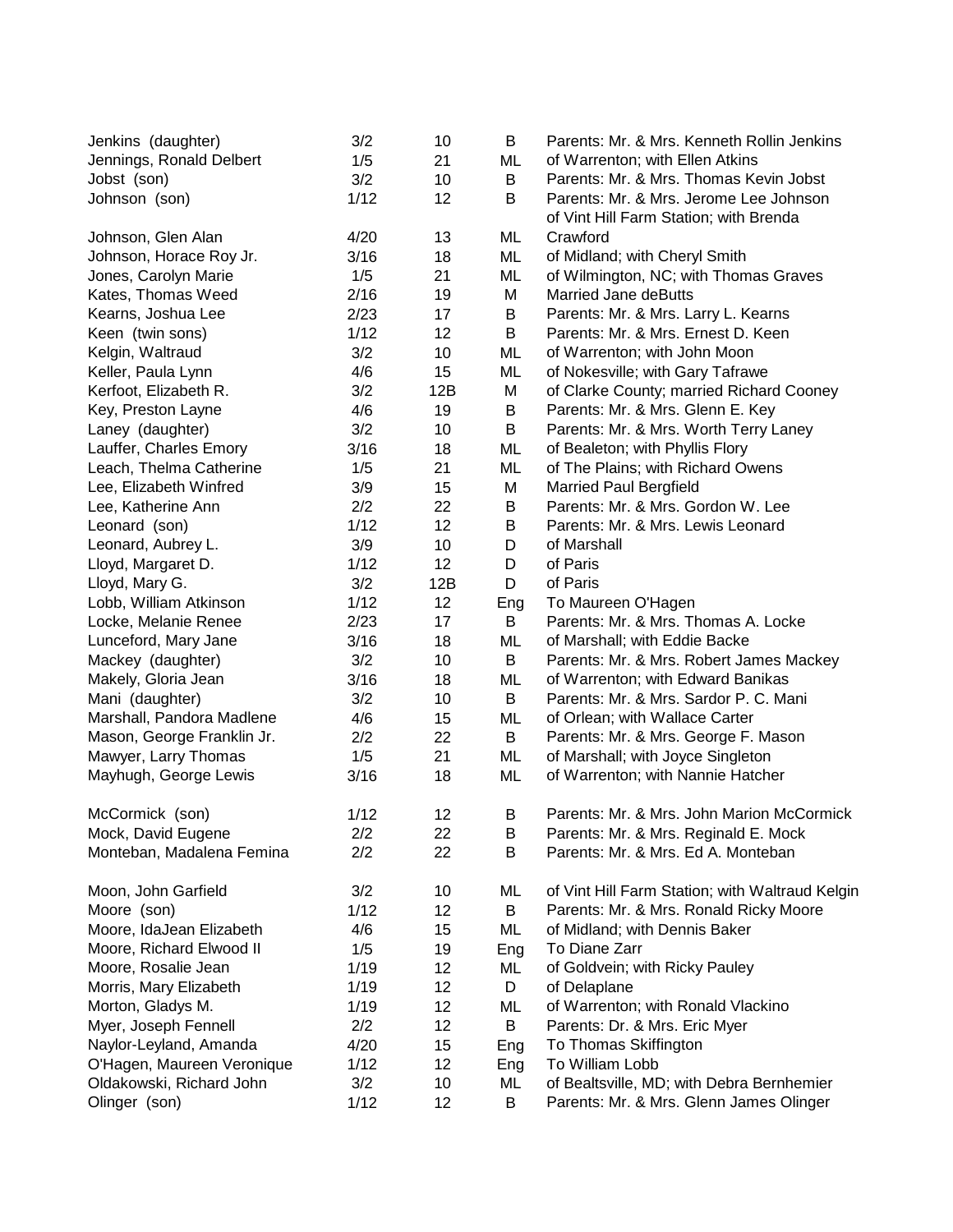| | | | | |
|---|---|---|---|---|
| Jenkins (daughter) | 3/2 | 10 | B | Parents: Mr. & Mrs. Kenneth Rollin Jenkins |
| Jennings, Ronald Delbert | 1/5 | 21 | ML | of Warrenton; with Ellen Atkins |
| Jobst (son) | 3/2 | 10 | B | Parents: Mr. & Mrs. Thomas Kevin Jobst |
| Johnson (son) | 1/12 | 12 | B | Parents: Mr. & Mrs. Jerome Lee Johnson |
| | | | | of Vint Hill Farm Station; with Brenda |
| Johnson, Glen Alan | 4/20 | 13 | ML | Crawford |
| Johnson, Horace Roy Jr. | 3/16 | 18 | ML | of Midland; with Cheryl Smith |
| Jones, Carolyn Marie | 1/5 | 21 | ML | of Wilmington, NC; with Thomas Graves |
| Kates, Thomas Weed | 2/16 | 19 | M | Married Jane deButts |
| Kearns, Joshua Lee | 2/23 | 17 | B | Parents: Mr. & Mrs. Larry L. Kearns |
| Keen (twin sons) | 1/12 | 12 | B | Parents: Mr. & Mrs. Ernest D. Keen |
| Kelgin, Waltraud | 3/2 | 10 | ML | of Warrenton; with John Moon |
| Keller, Paula Lynn | 4/6 | 15 | ML | of Nokesville; with Gary Tafrawe |
| Kerfoot, Elizabeth R. | 3/2 | 12B | M | of Clarke County; married Richard Cooney |
| Key, Preston Layne | 4/6 | 19 | B | Parents: Mr. & Mrs. Glenn E. Key |
| Laney (daughter) | 3/2 | 10 | B | Parents: Mr. & Mrs. Worth Terry Laney |
| Lauffer, Charles Emory | 3/16 | 18 | ML | of Bealeton; with Phyllis Flory |
| Leach, Thelma Catherine | 1/5 | 21 | ML | of The Plains; with Richard Owens |
| Lee, Elizabeth Winfred | 3/9 | 15 | M | Married Paul Bergfield |
| Lee, Katherine Ann | 2/2 | 22 | B | Parents: Mr. & Mrs. Gordon W. Lee |
| Leonard (son) | 1/12 | 12 | B | Parents: Mr. & Mrs. Lewis Leonard |
| Leonard, Aubrey L. | 3/9 | 10 | D | of Marshall |
| Lloyd, Margaret D. | 1/12 | 12 | D | of Paris |
| Lloyd, Mary G. | 3/2 | 12B | D | of Paris |
| Lobb, William Atkinson | 1/12 | 12 | Eng | To Maureen O'Hagen |
| Locke, Melanie Renee | 2/23 | 17 | B | Parents: Mr. & Mrs. Thomas A. Locke |
| Lunceford, Mary Jane | 3/16 | 18 | ML | of Marshall; with Eddie Backe |
| Mackey (daughter) | 3/2 | 10 | B | Parents: Mr. & Mrs. Robert James Mackey |
| Makely, Gloria Jean | 3/16 | 18 | ML | of Warrenton; with Edward Banikas |
| Mani (daughter) | 3/2 | 10 | B | Parents: Mr. & Mrs. Sardor P. C. Mani |
| Marshall, Pandora Madlene | 4/6 | 15 | ML | of Orlean; with Wallace Carter |
| Mason, George Franklin Jr. | 2/2 | 22 | B | Parents: Mr. & Mrs. George F. Mason |
| Mawyer, Larry Thomas | 1/5 | 21 | ML | of Marshall; with Joyce Singleton |
| Mayhugh, George Lewis | 3/16 | 18 | ML | of Warrenton; with Nannie Hatcher |
| McCormick (son) | 1/12 | 12 | B | Parents: Mr. & Mrs. John Marion McCormick |
| Mock, David Eugene | 2/2 | 22 | B | Parents: Mr. & Mrs. Reginald E. Mock |
| Monteban, Madalena Femina | 2/2 | 22 | B | Parents: Mr. & Mrs. Ed A. Monteban |
| Moon, John Garfield | 3/2 | 10 | ML | of Vint Hill Farm Station; with Waltraud Kelgin |
| Moore (son) | 1/12 | 12 | B | Parents: Mr. & Mrs. Ronald Ricky Moore |
| Moore, IdaJean Elizabeth | 4/6 | 15 | ML | of Midland; with Dennis Baker |
| Moore, Richard Elwood II | 1/5 | 19 | Eng | To Diane Zarr |
| Moore, Rosalie Jean | 1/19 | 12 | ML | of Goldvein; with Ricky Pauley |
| Morris, Mary Elizabeth | 1/19 | 12 | D | of Delaplane |
| Morton, Gladys M. | 1/19 | 12 | ML | of Warrenton; with Ronald Vlackino |
| Myer, Joseph Fennell | 2/2 | 12 | B | Parents: Dr. & Mrs. Eric Myer |
| Naylor-Leyland, Amanda | 4/20 | 15 | Eng | To Thomas Skiffington |
| O'Hagen, Maureen Veronique | 1/12 | 12 | Eng | To William Lobb |
| Oldakowski, Richard John | 3/2 | 10 | ML | of Bealtsville, MD; with Debra Bernhemier |
| Olinger (son) | 1/12 | 12 | B | Parents: Mr. & Mrs. Glenn James Olinger |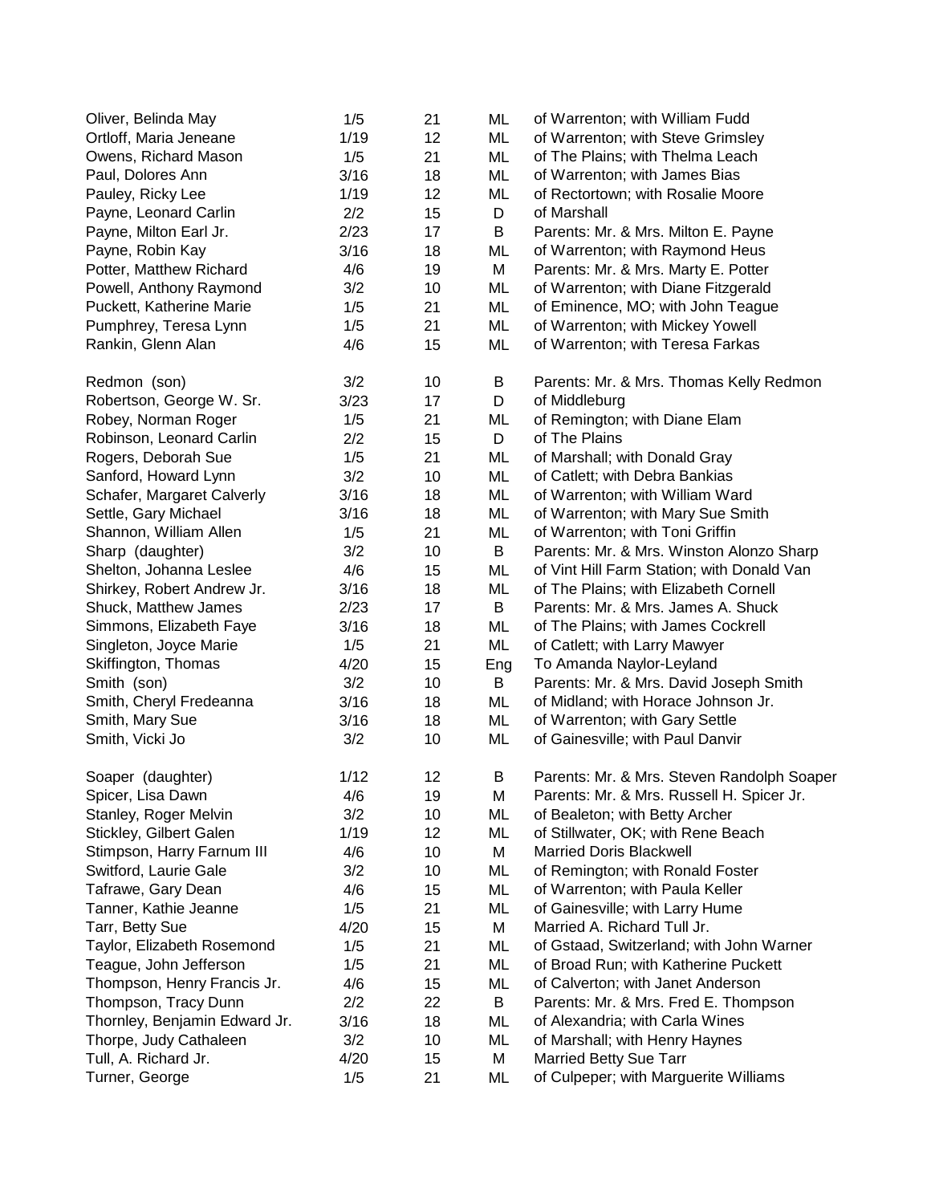| | | | | |
|---|---|---|---|---|
| Oliver, Belinda May | 1/5 | 21 | ML | of Warrenton; with William Fudd |
| Ortloff, Maria Jeneane | 1/19 | 12 | ML | of Warrenton; with Steve Grimsley |
| Owens, Richard Mason | 1/5 | 21 | ML | of The Plains; with Thelma Leach |
| Paul, Dolores Ann | 3/16 | 18 | ML | of Warrenton; with James Bias |
| Pauley, Ricky Lee | 1/19 | 12 | ML | of Rectortown; with Rosalie Moore |
| Payne, Leonard Carlin | 2/2 | 15 | D | of Marshall |
| Payne, Milton Earl Jr. | 2/23 | 17 | B | Parents: Mr. & Mrs. Milton E. Payne |
| Payne, Robin Kay | 3/16 | 18 | ML | of Warrenton; with Raymond Heus |
| Potter, Matthew Richard | 4/6 | 19 | M | Parents: Mr. & Mrs. Marty E. Potter |
| Powell, Anthony Raymond | 3/2 | 10 | ML | of Warrenton; with Diane Fitzgerald |
| Puckett, Katherine Marie | 1/5 | 21 | ML | of Eminence, MO; with John Teague |
| Pumphrey, Teresa Lynn | 1/5 | 21 | ML | of Warrenton; with Mickey Yowell |
| Rankin, Glenn Alan | 4/6 | 15 | ML | of Warrenton; with Teresa Farkas |
| | | | | |
| Redmon (son) | 3/2 | 10 | B | Parents: Mr. & Mrs. Thomas Kelly Redmon |
| Robertson, George W. Sr. | 3/23 | 17 | D | of Middleburg |
| Robey, Norman Roger | 1/5 | 21 | ML | of Remington; with Diane Elam |
| Robinson, Leonard Carlin | 2/2 | 15 | D | of The Plains |
| Rogers, Deborah Sue | 1/5 | 21 | ML | of Marshall; with Donald Gray |
| Sanford, Howard Lynn | 3/2 | 10 | ML | of Catlett; with Debra Bankias |
| Schafer, Margaret Calverly | 3/16 | 18 | ML | of Warrenton; with William Ward |
| Settle, Gary Michael | 3/16 | 18 | ML | of Warrenton; with Mary Sue Smith |
| Shannon, William Allen | 1/5 | 21 | ML | of Warrenton; with Toni Griffin |
| Sharp (daughter) | 3/2 | 10 | B | Parents: Mr. & Mrs. Winston Alonzo Sharp |
| Shelton, Johanna Leslee | 4/6 | 15 | ML | of Vint Hill Farm Station; with Donald Van |
| Shirkey, Robert Andrew Jr. | 3/16 | 18 | ML | of The Plains; with Elizabeth Cornell |
| Shuck, Matthew James | 2/23 | 17 | B | Parents: Mr. & Mrs. James A. Shuck |
| Simmons, Elizabeth Faye | 3/16 | 18 | ML | of The Plains; with James Cockrell |
| Singleton, Joyce Marie | 1/5 | 21 | ML | of Catlett; with Larry Mawyer |
| Skiffington, Thomas | 4/20 | 15 | Eng | To Amanda Naylor-Leyland |
| Smith (son) | 3/2 | 10 | B | Parents: Mr. & Mrs. David Joseph Smith |
| Smith, Cheryl Fredeanna | 3/16 | 18 | ML | of Midland; with Horace Johnson Jr. |
| Smith, Mary Sue | 3/16 | 18 | ML | of Warrenton; with Gary Settle |
| Smith, Vicki Jo | 3/2 | 10 | ML | of Gainesville; with Paul Danvir |
| | | | | |
| Soaper (daughter) | 1/12 | 12 | B | Parents: Mr. & Mrs. Steven Randolph Soaper |
| Spicer, Lisa Dawn | 4/6 | 19 | M | Parents: Mr. & Mrs. Russell H. Spicer Jr. |
| Stanley, Roger Melvin | 3/2 | 10 | ML | of Bealeton; with Betty Archer |
| Stickley, Gilbert Galen | 1/19 | 12 | ML | of Stillwater, OK; with Rene Beach |
| Stimpson, Harry Farnum III | 4/6 | 10 | M | Married Doris Blackwell |
| Switford, Laurie Gale | 3/2 | 10 | ML | of Remington; with Ronald Foster |
| Tafrawe, Gary Dean | 4/6 | 15 | ML | of Warrenton; with Paula Keller |
| Tanner, Kathie Jeanne | 1/5 | 21 | ML | of Gainesville; with Larry Hume |
| Tarr, Betty Sue | 4/20 | 15 | M | Married A. Richard Tull Jr. |
| Taylor, Elizabeth Rosemond | 1/5 | 21 | ML | of Gstaad, Switzerland; with John Warner |
| Teague, John Jefferson | 1/5 | 21 | ML | of Broad Run; with Katherine Puckett |
| Thompson, Henry Francis Jr. | 4/6 | 15 | ML | of Calverton; with Janet Anderson |
| Thompson, Tracy Dunn | 2/2 | 22 | B | Parents: Mr. & Mrs. Fred E. Thompson |
| Thornley, Benjamin Edward Jr. | 3/16 | 18 | ML | of Alexandria; with Carla Wines |
| Thorpe, Judy Cathaleen | 3/2 | 10 | ML | of Marshall; with Henry Haynes |
| Tull, A. Richard Jr. | 4/20 | 15 | M | Married Betty Sue Tarr |
| Turner, George | 1/5 | 21 | ML | of Culpeper; with Marguerite Williams |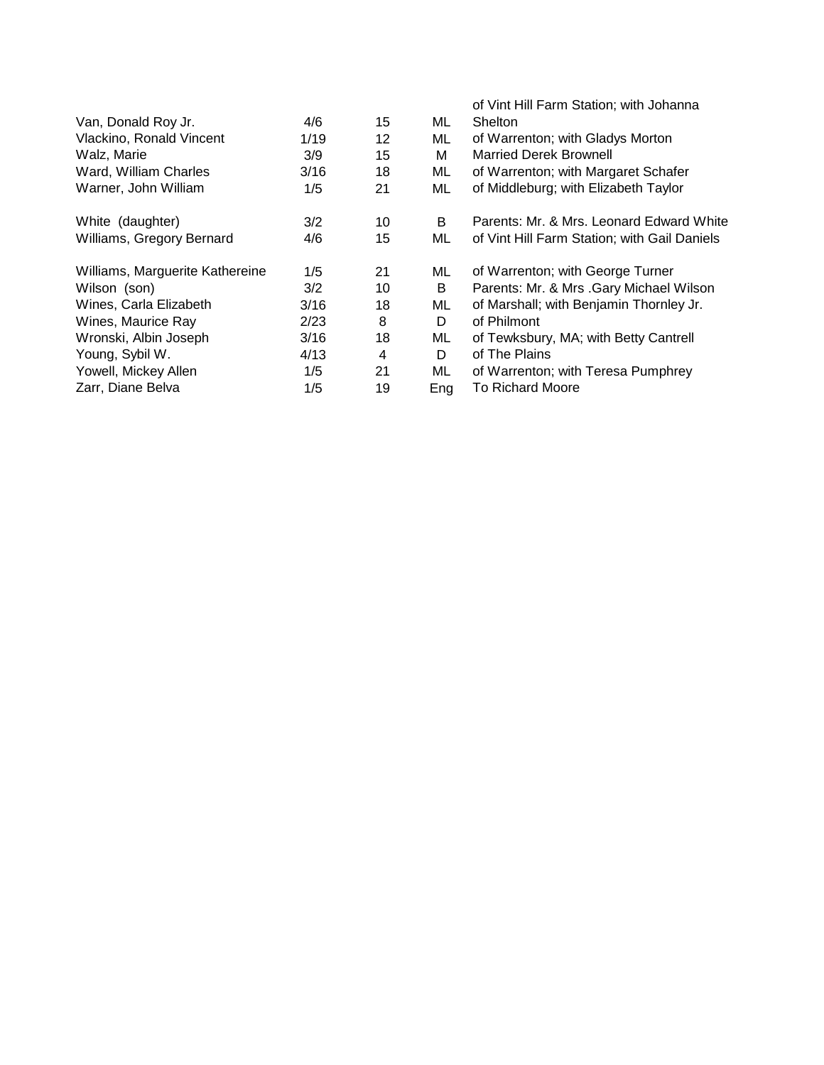| | | | | |
|---|---|---|---|---|
| Van, Donald Roy Jr. | 4/6 | 15 | ML | of Vint Hill Farm Station; with Johanna Shelton |
| Vlackino, Ronald Vincent | 1/19 | 12 | ML | of Warrenton; with Gladys Morton |
| Walz, Marie | 3/9 | 15 | M | Married Derek Brownell |
| Ward, William Charles | 3/16 | 18 | ML | of Warrenton; with Margaret Schafer |
| Warner, John William | 1/5 | 21 | ML | of Middleburg; with Elizabeth Taylor |
| White (daughter) | 3/2 | 10 | B | Parents: Mr. & Mrs. Leonard Edward White |
| Williams, Gregory Bernard | 4/6 | 15 | ML | of Vint Hill Farm Station; with Gail Daniels |
| Williams, Marguerite Kathereine | 1/5 | 21 | ML | of Warrenton; with George Turner |
| Wilson (son) | 3/2 | 10 | B | Parents: Mr. & Mrs .Gary Michael Wilson |
| Wines, Carla Elizabeth | 3/16 | 18 | ML | of Marshall; with Benjamin Thornley Jr. |
| Wines, Maurice Ray | 2/23 | 8 | D | of Philmont |
| Wronski, Albin Joseph | 3/16 | 18 | ML | of Tewksbury, MA; with Betty Cantrell |
| Young, Sybil W. | 4/13 | 4 | D | of The Plains |
| Yowell, Mickey Allen | 1/5 | 21 | ML | of Warrenton; with Teresa Pumphrey |
| Zarr, Diane Belva | 1/5 | 19 | Eng | To Richard Moore |